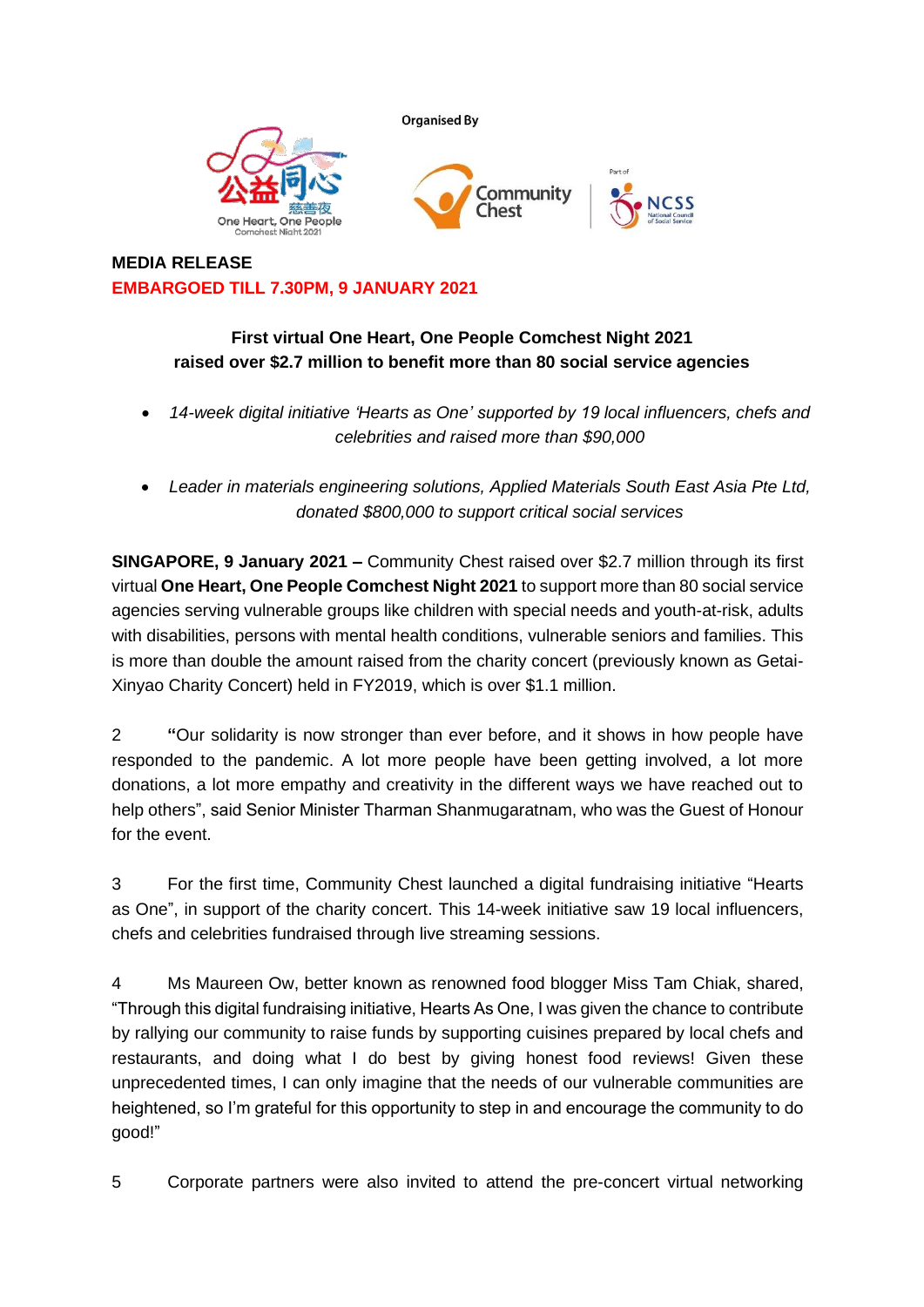Organised By

**MEDIA RELEASE**
**EMBARGOED TILL 7.30PM, 9 JANUARY 2021**

**First virtual One Heart, One People Comchest Night 2021**
**raised over $2.7 million to benefit more than 80 social service agencies**

- *14-week digital initiative 'Hearts as One' supported by 19 local influencers, chefs and celebrities and raised more than $90,000*

- *Leader in materials engineering solutions, Applied Materials South East Asia Pte Ltd, donated $800,000 to support critical social services*

**SINGAPORE, 9 January 2021 –** Community Chest raised over $2.7 million through its first virtual **One Heart, One People Comchest Night 2021** to support more than 80 social service agencies serving vulnerable groups like children with special needs and youth-at-risk, adults with disabilities, persons with mental health conditions, vulnerable seniors and families. This is more than double the amount raised from the charity concert (previously known as Getai-Xinyao Charity Concert) held in FY2019, which is over $1.1 million.

2 **"**Our solidarity is now stronger than ever before, and it shows in how people have responded to the pandemic. A lot more people have been getting involved, a lot more donations, a lot more empathy and creativity in the different ways we have reached out to help others", said Senior Minister Tharman Shanmugaratnam, who was the Guest of Honour for the event.

3 For the first time, Community Chest launched a digital fundraising initiative "Hearts as One", in support of the charity concert. This 14-week initiative saw 19 local influencers, chefs and celebrities fundraised through live streaming sessions.

4 Ms Maureen Ow, better known as renowned food blogger Miss Tam Chiak, shared, "Through this digital fundraising initiative, Hearts As One, I was given the chance to contribute by rallying our community to raise funds by supporting cuisines prepared by local chefs and restaurants, and doing what I do best by giving honest food reviews! Given these unprecedented times, I can only imagine that the needs of our vulnerable communities are heightened, so I'm grateful for this opportunity to step in and encourage the community to do good!"

5 Corporate partners were also invited to attend the pre-concert virtual networking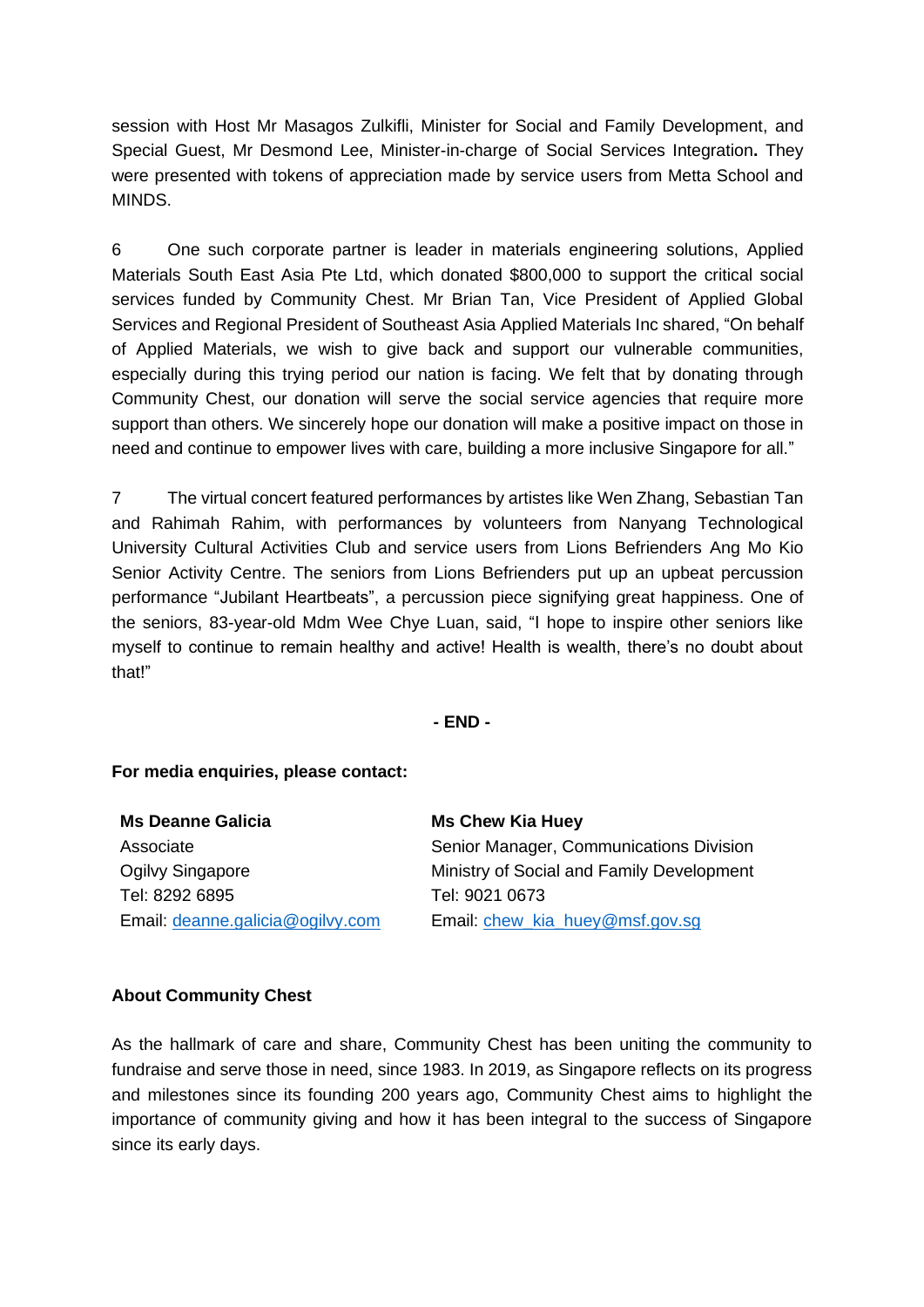session with Host Mr Masagos Zulkifli, Minister for Social and Family Development, and Special Guest, Mr Desmond Lee, Minister-in-charge of Social Services Integration**.** They were presented with tokens of appreciation made by service users from Metta School and MINDS.

6 One such corporate partner is leader in materials engineering solutions, Applied Materials South East Asia Pte Ltd, which donated $800,000 to support the critical social services funded by Community Chest. Mr Brian Tan, Vice President of Applied Global Services and Regional President of Southeast Asia Applied Materials Inc shared, "On behalf of Applied Materials, we wish to give back and support our vulnerable communities, especially during this trying period our nation is facing. We felt that by donating through Community Chest, our donation will serve the social service agencies that require more support than others. We sincerely hope our donation will make a positive impact on those in need and continue to empower lives with care, building a more inclusive Singapore for all."

7 The virtual concert featured performances by artistes like Wen Zhang, Sebastian Tan and Rahimah Rahim, with performances by volunteers from Nanyang Technological University Cultural Activities Club and service users from Lions Befrienders Ang Mo Kio Senior Activity Centre. The seniors from Lions Befrienders put up an upbeat percussion performance "Jubilant Heartbeats", a percussion piece signifying great happiness. One of the seniors, 83-year-old Mdm Wee Chye Luan, said, "I hope to inspire other seniors like myself to continue to remain healthy and active! Health is wealth, there's no doubt about that!"

**- END -**

**For media enquiries, please contact:**

**Ms Deanne Galicia**
Associate
Ogilvy Singapore
Tel: 8292 6895
Email: deanne.galicia@ogilvy.com

**Ms Chew Kia Huey**
Senior Manager, Communications Division
Ministry of Social and Family Development
Tel: 9021 0673
Email: chew_kia_huey@msf.gov.sg

**About Community Chest**

As the hallmark of care and share, Community Chest has been uniting the community to fundraise and serve those in need, since 1983. In 2019, as Singapore reflects on its progress and milestones since its founding 200 years ago, Community Chest aims to highlight the importance of community giving and how it has been integral to the success of Singapore since its early days.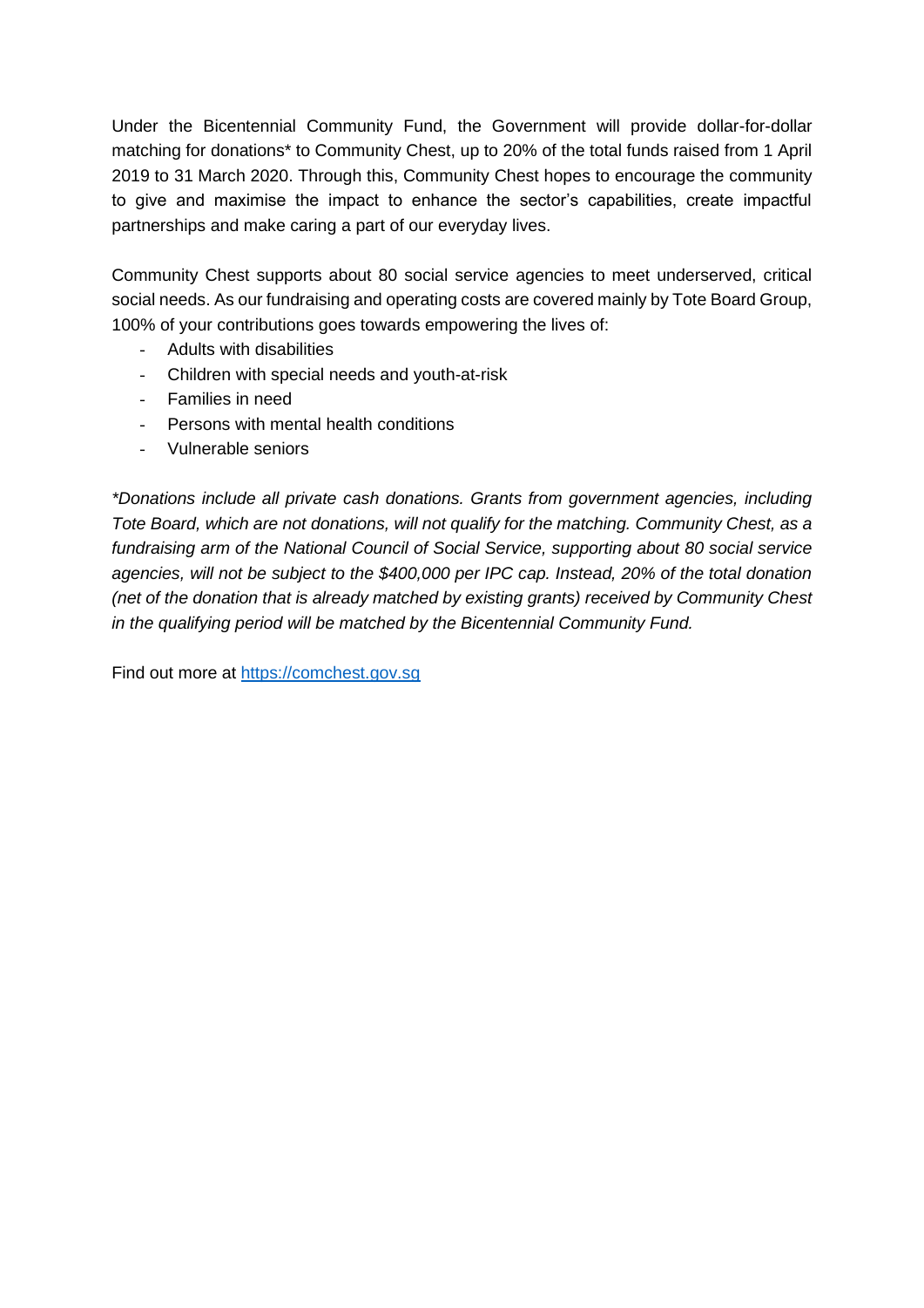Under the Bicentennial Community Fund, the Government will provide dollar-for-dollar matching for donations* to Community Chest, up to 20% of the total funds raised from 1 April 2019 to 31 March 2020. Through this, Community Chest hopes to encourage the community to give and maximise the impact to enhance the sector's capabilities, create impactful partnerships and make caring a part of our everyday lives.

Community Chest supports about 80 social service agencies to meet underserved, critical social needs. As our fundraising and operating costs are covered mainly by Tote Board Group, 100% of your contributions goes towards empowering the lives of:

- Adults with disabilities
- Children with special needs and youth-at-risk
- Families in need
- Persons with mental health conditions
- Vulnerable seniors

*\*Donations include all private cash donations. Grants from government agencies, including Tote Board, which are not donations, will not qualify for the matching. Community Chest, as a fundraising arm of the National Council of Social Service, supporting about 80 social service agencies, will not be subject to the $400,000 per IPC cap. Instead, 20% of the total donation (net of the donation that is already matched by existing grants) received by Community Chest in the qualifying period will be matched by the Bicentennial Community Fund.*

Find out more at [https://comchest.gov.sg](https://comchest.gov.sg)